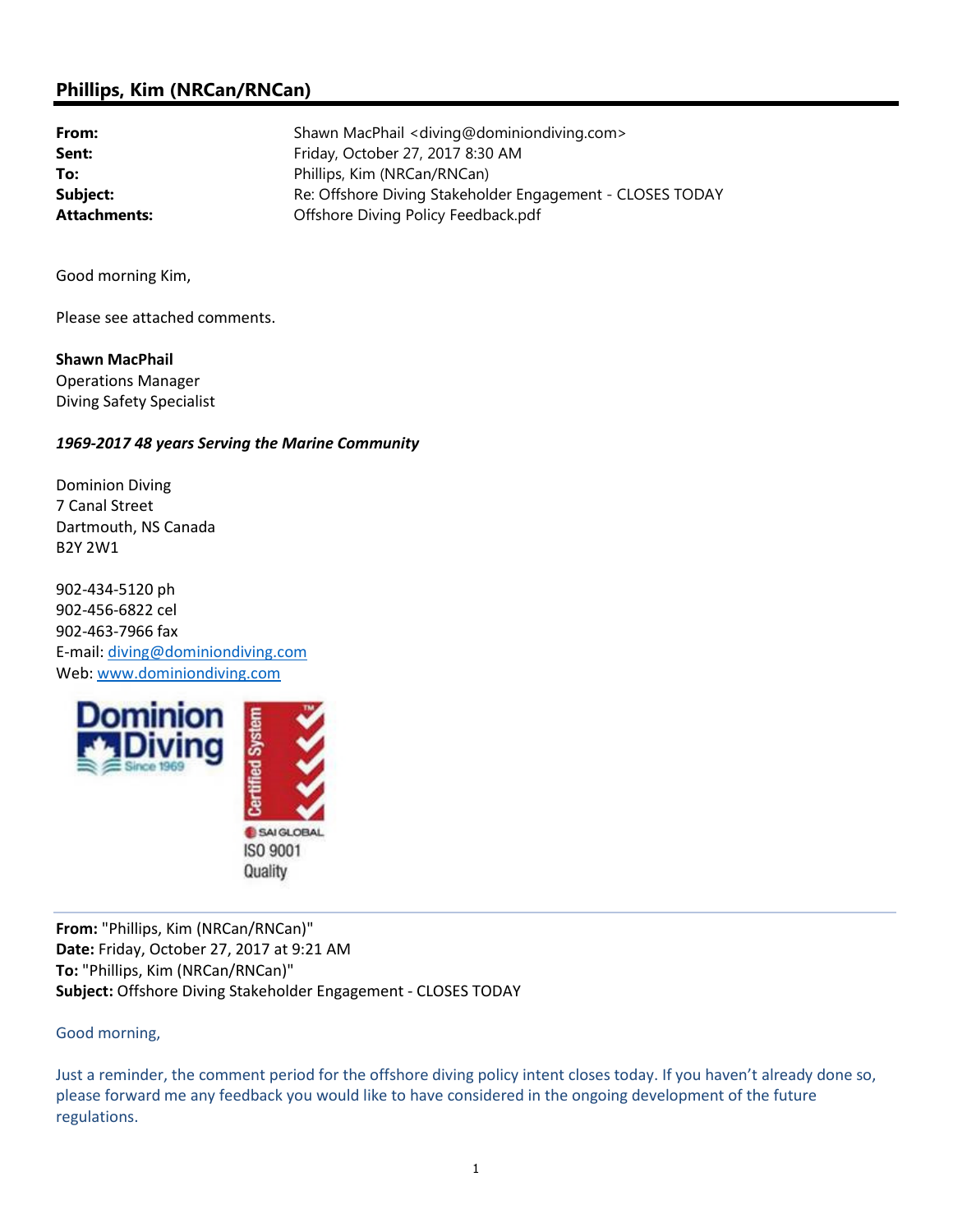## Phillips, Kim (NRCan/RNCan)

| | |
|---|---|
| **From:** | Shawn MacPhail <diving@dominiondiving.com> |
| **Sent:** | Friday, October 27, 2017 8:30 AM |
| **To:** | Phillips, Kim (NRCan/RNCan) |
| **Subject:** | Re: Offshore Diving Stakeholder Engagement - CLOSES TODAY |
| **Attachments:** | Offshore Diving Policy Feedback.pdf |

Good morning Kim,

Please see attached comments.

**Shawn MacPhail**
Operations Manager
Diving Safety Specialist

***1969-2017 48 years Serving the Marine Community***

Dominion Diving
7 Canal Street
Dartmouth, NS Canada
B2Y 2W1

902-434-5120 ph
902-456-6822 cel
902-463-7966 fax
E-mail: diving@dominiondiving.com
Web: www.dominiondiving.com

Dominion Diving Since 1969

Certified System™ SAI GLOBAL ISO 9001 Quality

---

**From:** "Phillips, Kim (NRCan/RNCan)"
**Date:** Friday, October 27, 2017 at 9:21 AM
**To:** "Phillips, Kim (NRCan/RNCan)"
**Subject:** Offshore Diving Stakeholder Engagement - CLOSES TODAY

Good morning,

Just a reminder, the comment period for the offshore diving policy intent closes today. If you haven't already done so, please forward me any feedback you would like to have considered in the ongoing development of the future regulations.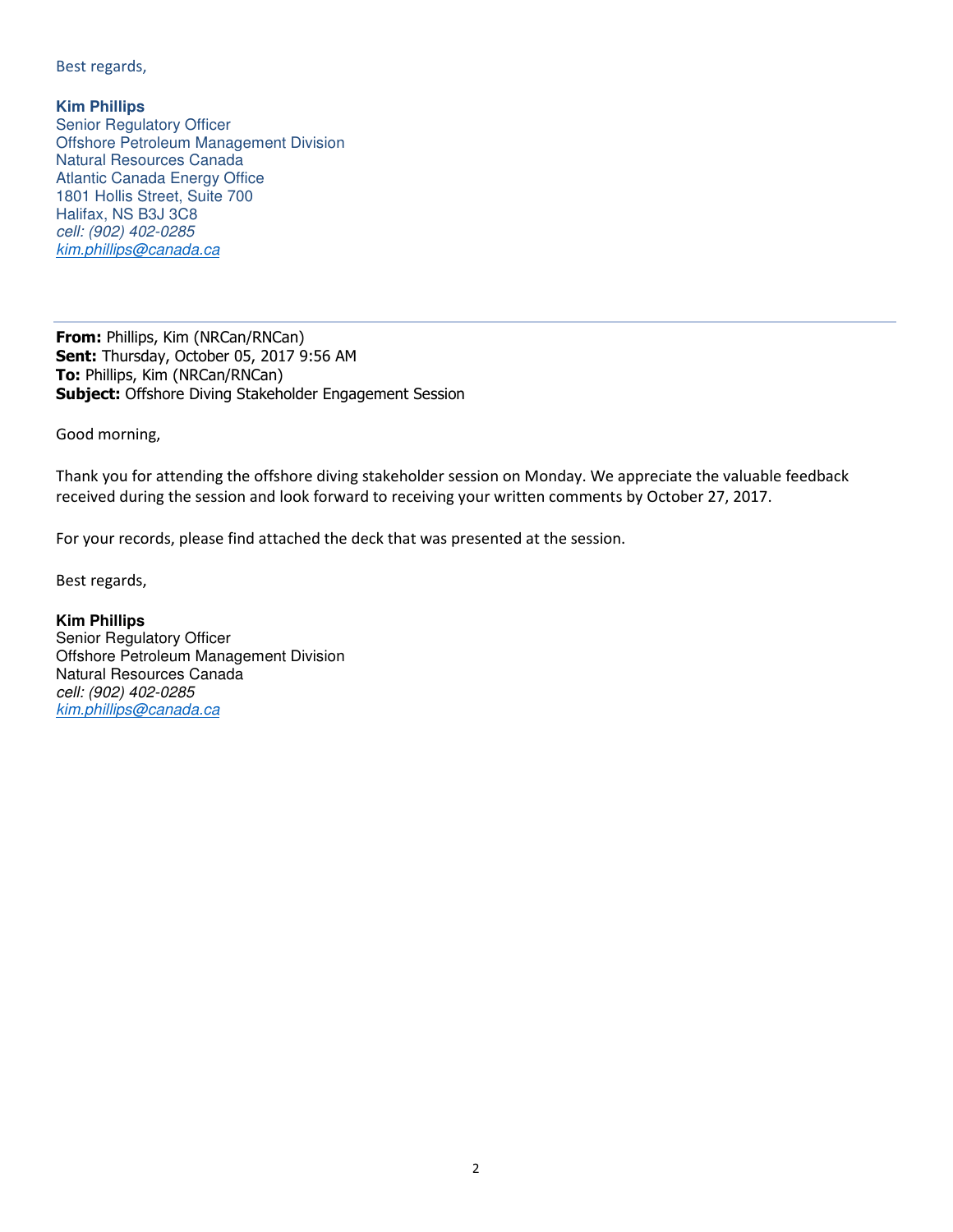Best regards,

**Kim Phillips**
Senior Regulatory Officer
Offshore Petroleum Management Division
Natural Resources Canada
Atlantic Canada Energy Office
1801 Hollis Street, Suite 700
Halifax, NS B3J 3C8
*cell: (902) 402-0285*
*kim.phillips@canada.ca*

---

**From:** Phillips, Kim (NRCan/RNCan)
**Sent:** Thursday, October 05, 2017 9:56 AM
**To:** Phillips, Kim (NRCan/RNCan)
**Subject:** Offshore Diving Stakeholder Engagement Session

Good morning,

Thank you for attending the offshore diving stakeholder session on Monday. We appreciate the valuable feedback received during the session and look forward to receiving your written comments by October 27, 2017.

For your records, please find attached the deck that was presented at the session.

Best regards,

**Kim Phillips**
Senior Regulatory Officer
Offshore Petroleum Management Division
Natural Resources Canada
*cell: (902) 402-0285*
*kim.phillips@canada.ca*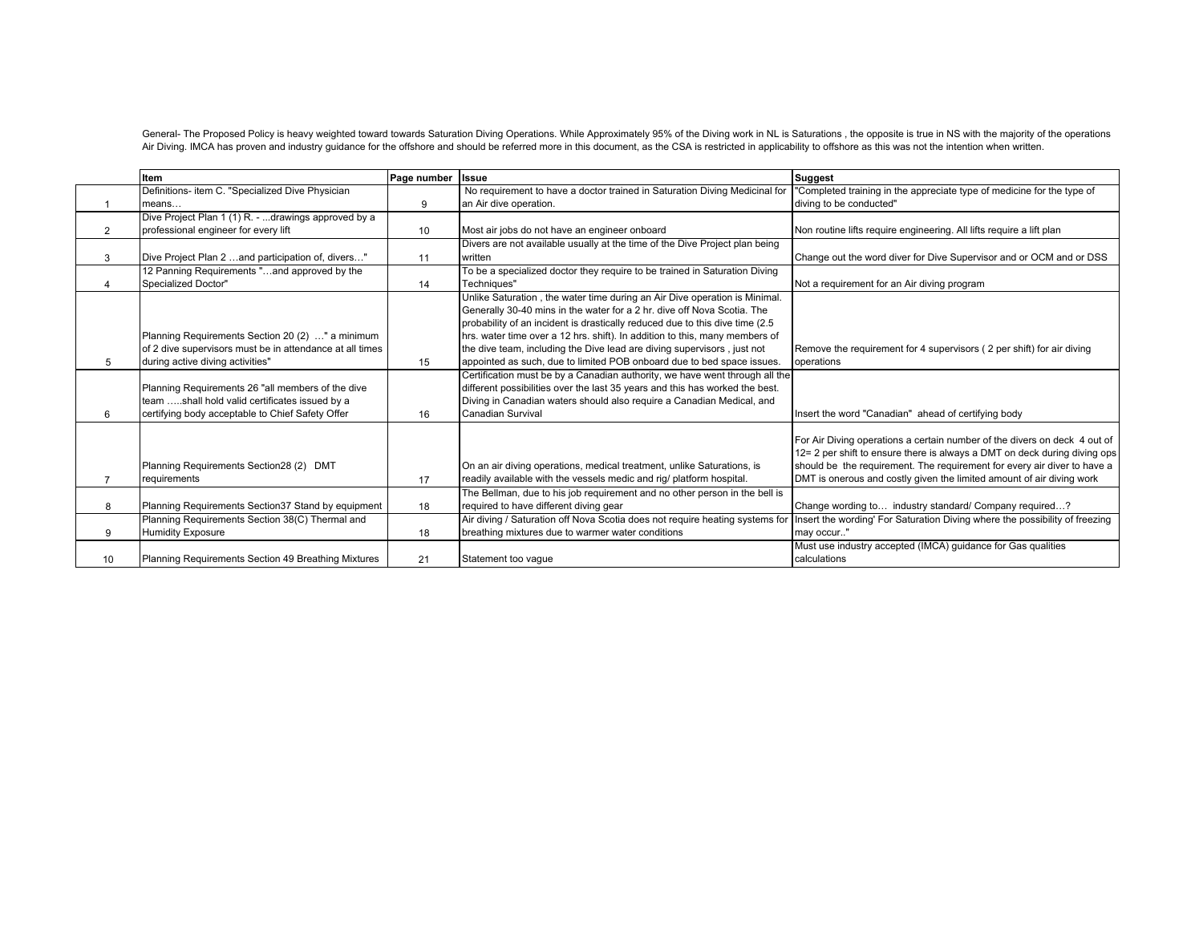General- The Proposed Policy is heavy weighted toward towards Saturation Diving Operations. While Approximately 95% of the Diving work in NL is Saturations , the opposite is true in NS with the majority of the operations Air Diving. IMCA has proven and industry guidance for the offshore and should be referred more in this document, as the CSA is restricted in applicability to offshore as this was not the intention when written.

| | Item | Page number | Issue | Suggest |
|---|---|---|---|---|
| 1 | Definitions- item C. "Specialized Dive Physician means… | 9 | No requirement to have a doctor trained in Saturation Diving Medicinal for an Air dive operation. | "Completed training in the appreciate type of medicine for the type of diving to be conducted" |
| 2 | Dive Project Plan 1 (1) R. - ...drawings approved by a professional engineer for every lift | 10 | Most air jobs do not have an engineer onboard | Non routine lifts require engineering. All lifts require a lift plan |
| 3 | Dive Project Plan 2 …and participation of, divers…" | 11 | Divers are not available usually at the time of the Dive Project plan being written | Change out the word diver for Dive Supervisor and or OCM and or DSS |
| 4 | 12 Panning Requirements "…and approved by the Specialized Doctor" | 14 | To be a specialized doctor they require to be trained in Saturation Diving Techniques" | Not a requirement for an Air diving program |
| 5 | Planning Requirements Section 20 (2) …" a minimum of 2 dive supervisors must be in attendance at all times during active diving activities" | 15 | Unlike Saturation , the water time during an Air Dive operation is Minimal. Generally 30-40 mins in the water for a 2 hr. dive off Nova Scotia. The probability of an incident is drastically reduced due to this dive time (2.5 hrs. water time over a 12 hrs. shift). In addition to this, many members of the dive team, including the Dive lead are diving supervisors , just not appointed as such, due to limited POB onboard due to bed space issues. | Remove the requirement for 4 supervisors ( 2 per shift) for air diving operations |
| 6 | Planning Requirements 26 "all members of the dive team …..shall hold valid certificates issued by a certifying body acceptable to Chief Safety Offer | 16 | Certification must be by a Canadian authority, we have went through all the different possibilities over the last 35 years and this has worked the best. Diving in Canadian waters should also require a Canadian Medical, and Canadian Survival | Insert the word "Canadian" ahead of certifying body |
| 7 | Planning Requirements Section28 (2) DMT requirements | 17 | On an air diving operations, medical treatment, unlike Saturations, is readily available with the vessels medic and rig/ platform hospital. | For Air Diving operations a certain number of the divers on deck 4 out of 12= 2 per shift to ensure there is always a DMT on deck during diving ops should be the requirement. The requirement for every air diver to have a DMT is onerous and costly given the limited amount of air diving work |
| 8 | Planning Requirements Section37 Stand by equipment | 18 | The Bellman, due to his job requirement and no other person in the bell is required to have different diving gear | Change wording to… industry standard/ Company required…? |
| 9 | Planning Requirements Section 38(C) Thermal and Humidity Exposure | 18 | Air diving / Saturation off Nova Scotia does not require heating systems for breathing mixtures due to warmer water conditions | Insert the wording' For Saturation Diving where the possibility of freezing may occur.." |
| 10 | Planning Requirements Section 49 Breathing Mixtures | 21 | Statement too vague | Must use industry accepted (IMCA) guidance for Gas qualities calculations |